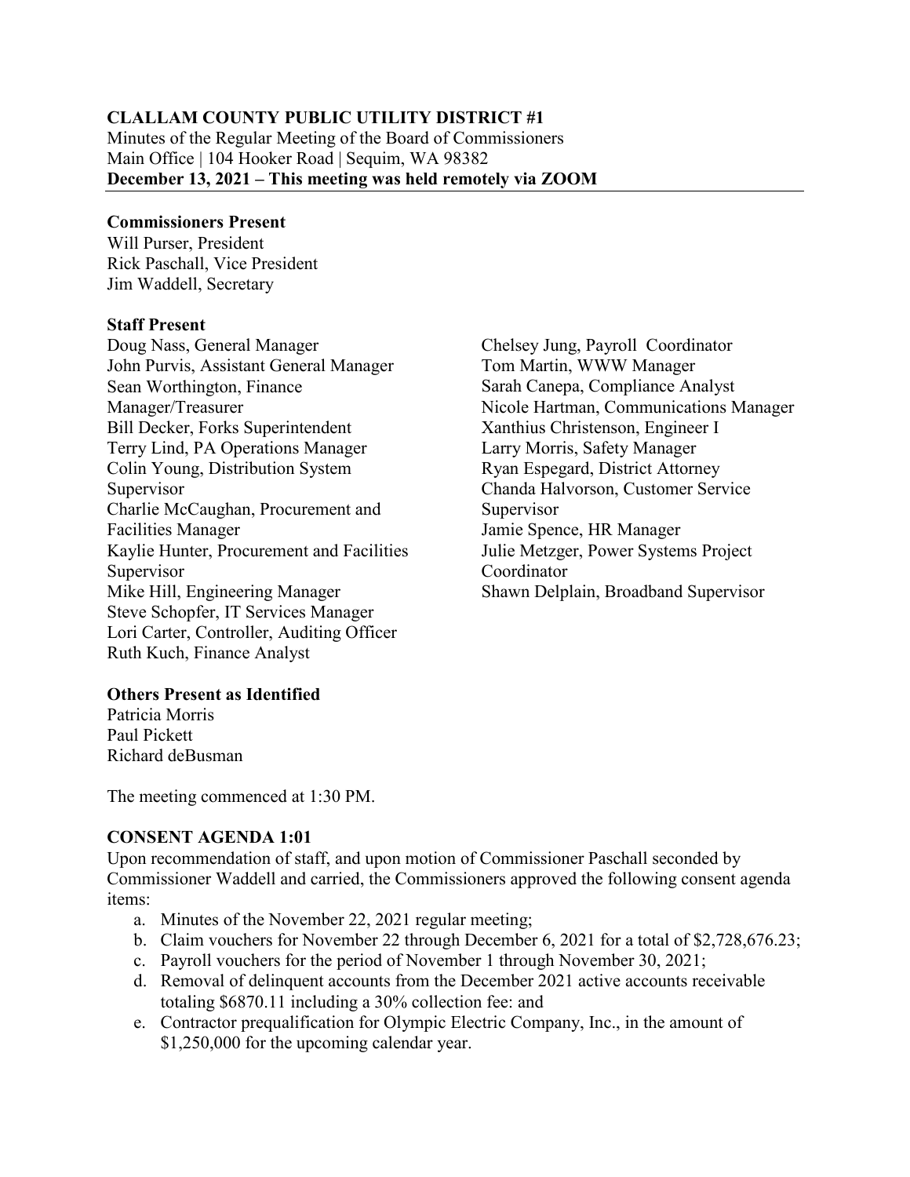**CLALLAM COUNTY PUBLIC UTILITY DISTRICT #1**
Minutes of the Regular Meeting of the Board of Commissioners
Main Office | 104 Hooker Road | Sequim, WA 98382
**December 13, 2021 – This meeting was held remotely via ZOOM**

**Commissioners Present**
Will Purser, President
Rick Paschall, Vice President
Jim Waddell, Secretary

**Staff Present**
Doug Nass, General Manager
John Purvis, Assistant General Manager
Sean Worthington, Finance Manager/Treasurer
Bill Decker, Forks Superintendent
Terry Lind, PA Operations Manager
Colin Young, Distribution System Supervisor
Charlie McCaughan, Procurement and Facilities Manager
Kaylie Hunter, Procurement and Facilities Supervisor
Mike Hill, Engineering Manager
Steve Schopfer, IT Services Manager
Lori Carter, Controller, Auditing Officer
Ruth Kuch, Finance Analyst
Chelsey Jung, Payroll Coordinator
Tom Martin, WWW Manager
Sarah Canepa, Compliance Analyst
Nicole Hartman, Communications Manager
Xanthius Christenson, Engineer I
Larry Morris, Safety Manager
Ryan Espegard, District Attorney
Chanda Halvorson, Customer Service Supervisor
Jamie Spence, HR Manager
Julie Metzger, Power Systems Project Coordinator
Shawn Delplain, Broadband Supervisor

**Others Present as Identified**
Patricia Morris
Paul Pickett
Richard deBusman

The meeting commenced at 1:30 PM.

**CONSENT AGENDA 1:01**

Upon recommendation of staff, and upon motion of Commissioner Paschall seconded by Commissioner Waddell and carried, the Commissioners approved the following consent agenda items:

a. Minutes of the November 22, 2021 regular meeting;
b. Claim vouchers for November 22 through December 6, 2021 for a total of $2,728,676.23;
c. Payroll vouchers for the period of November 1 through November 30, 2021;
d. Removal of delinquent accounts from the December 2021 active accounts receivable totaling $6870.11 including a 30% collection fee: and
e. Contractor prequalification for Olympic Electric Company, Inc., in the amount of $1,250,000 for the upcoming calendar year.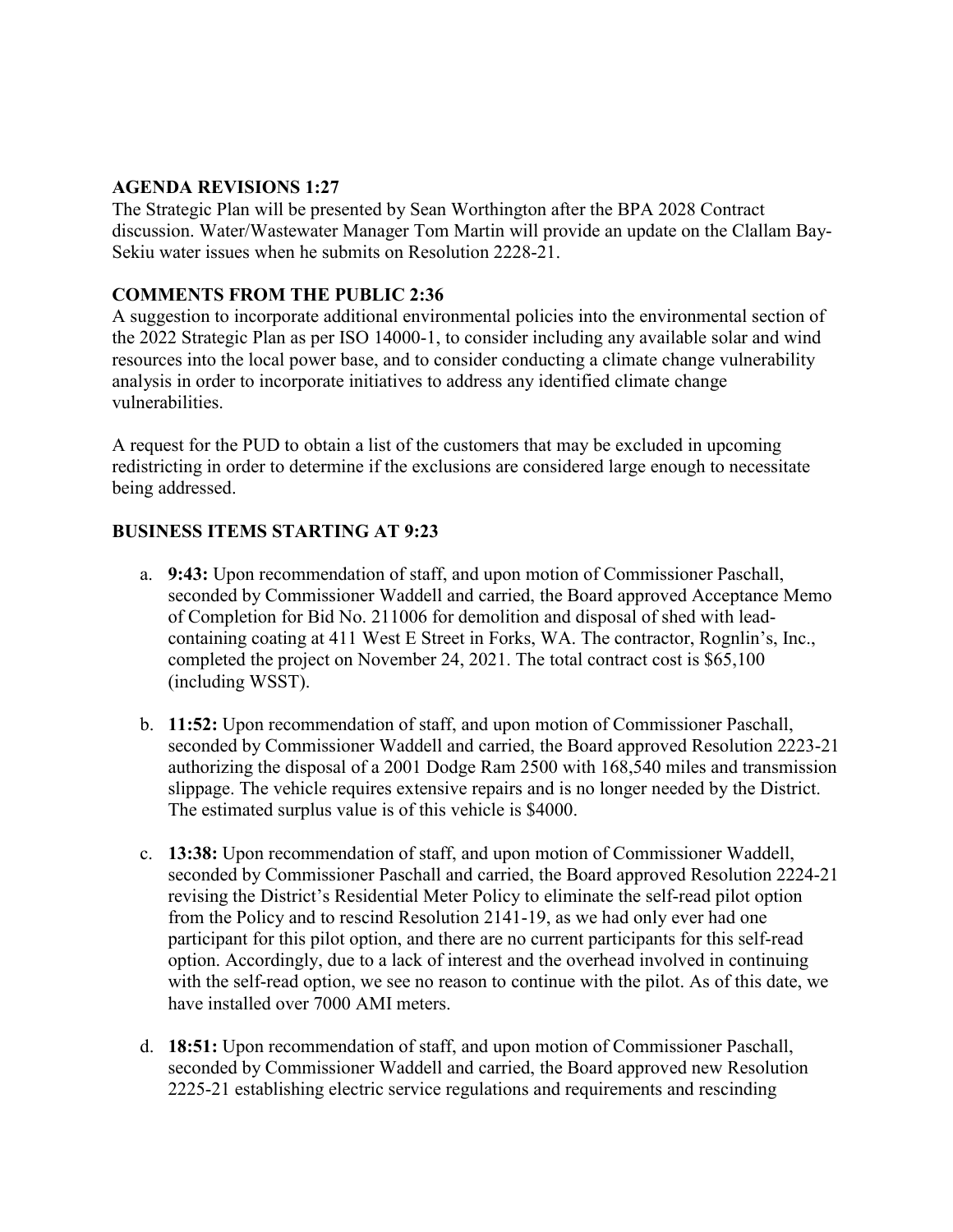## AGENDA REVISIONS 1:27

The Strategic Plan will be presented by Sean Worthington after the BPA 2028 Contract discussion. Water/Wastewater Manager Tom Martin will provide an update on the Clallam Bay-Sekiu water issues when he submits on Resolution 2228-21.

## COMMENTS FROM THE PUBLIC 2:36

A suggestion to incorporate additional environmental policies into the environmental section of the 2022 Strategic Plan as per ISO 14000-1, to consider including any available solar and wind resources into the local power base, and to consider conducting a climate change vulnerability analysis in order to incorporate initiatives to address any identified climate change vulnerabilities.

A request for the PUD to obtain a list of the customers that may be excluded in upcoming redistricting in order to determine if the exclusions are considered large enough to necessitate being addressed.

## BUSINESS ITEMS STARTING AT 9:23

a. **9:43:** Upon recommendation of staff, and upon motion of Commissioner Paschall, seconded by Commissioner Waddell and carried, the Board approved Acceptance Memo of Completion for Bid No. 211006 for demolition and disposal of shed with lead-containing coating at 411 West E Street in Forks, WA. The contractor, Rognlin's, Inc., completed the project on November 24, 2021. The total contract cost is $65,100 (including WSST).

b. **11:52:** Upon recommendation of staff, and upon motion of Commissioner Paschall, seconded by Commissioner Waddell and carried, the Board approved Resolution 2223-21 authorizing the disposal of a 2001 Dodge Ram 2500 with 168,540 miles and transmission slippage. The vehicle requires extensive repairs and is no longer needed by the District. The estimated surplus value is of this vehicle is $4000.

c. **13:38:** Upon recommendation of staff, and upon motion of Commissioner Waddell, seconded by Commissioner Paschall and carried, the Board approved Resolution 2224-21 revising the District's Residential Meter Policy to eliminate the self-read pilot option from the Policy and to rescind Resolution 2141-19, as we had only ever had one participant for this pilot option, and there are no current participants for this self-read option. Accordingly, due to a lack of interest and the overhead involved in continuing with the self-read option, we see no reason to continue with the pilot. As of this date, we have installed over 7000 AMI meters.

d. **18:51:** Upon recommendation of staff, and upon motion of Commissioner Paschall, seconded by Commissioner Waddell and carried, the Board approved new Resolution 2225-21 establishing electric service regulations and requirements and rescinding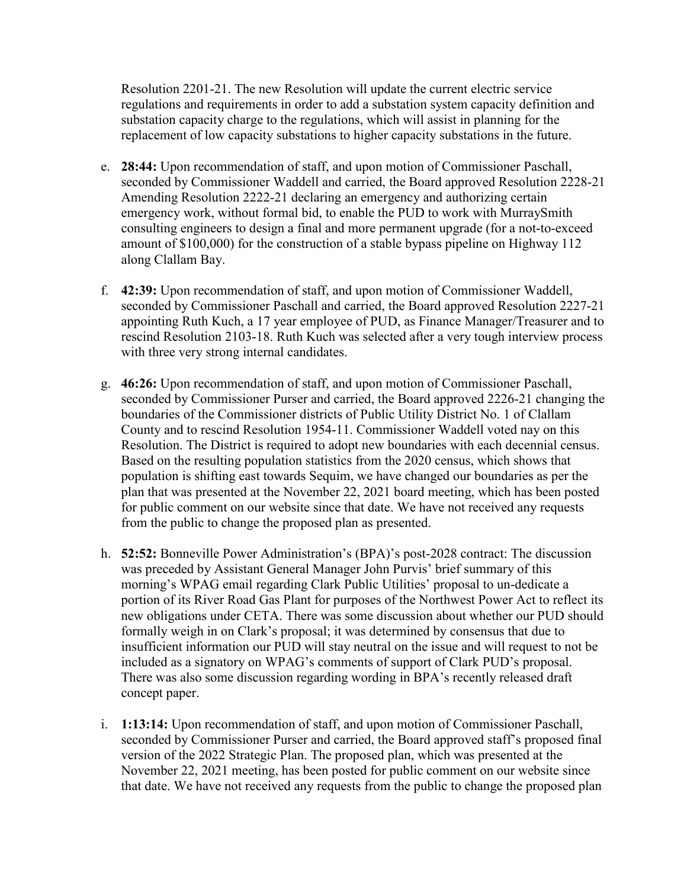Resolution 2201-21. The new Resolution will update the current electric service regulations and requirements in order to add a substation system capacity definition and substation capacity charge to the regulations, which will assist in planning for the replacement of low capacity substations to higher capacity substations in the future.

e. **28:44:** Upon recommendation of staff, and upon motion of Commissioner Paschall, seconded by Commissioner Waddell and carried, the Board approved Resolution 2228-21 Amending Resolution 2222-21 declaring an emergency and authorizing certain emergency work, without formal bid, to enable the PUD to work with MurraySmith consulting engineers to design a final and more permanent upgrade (for a not-to-exceed amount of $100,000) for the construction of a stable bypass pipeline on Highway 112 along Clallam Bay.

f. **42:39:** Upon recommendation of staff, and upon motion of Commissioner Waddell, seconded by Commissioner Paschall and carried, the Board approved Resolution 2227-21 appointing Ruth Kuch, a 17 year employee of PUD, as Finance Manager/Treasurer and to rescind Resolution 2103-18. Ruth Kuch was selected after a very tough interview process with three very strong internal candidates.

g. **46:26:** Upon recommendation of staff, and upon motion of Commissioner Paschall, seconded by Commissioner Purser and carried, the Board approved 2226-21 changing the boundaries of the Commissioner districts of Public Utility District No. 1 of Clallam County and to rescind Resolution 1954-11. Commissioner Waddell voted nay on this Resolution. The District is required to adopt new boundaries with each decennial census. Based on the resulting population statistics from the 2020 census, which shows that population is shifting east towards Sequim, we have changed our boundaries as per the plan that was presented at the November 22, 2021 board meeting, which has been posted for public comment on our website since that date. We have not received any requests from the public to change the proposed plan as presented.

h. **52:52:** Bonneville Power Administration's (BPA)'s post-2028 contract: The discussion was preceded by Assistant General Manager John Purvis' brief summary of this morning's WPAG email regarding Clark Public Utilities' proposal to un-dedicate a portion of its River Road Gas Plant for purposes of the Northwest Power Act to reflect its new obligations under CETA. There was some discussion about whether our PUD should formally weigh in on Clark's proposal; it was determined by consensus that due to insufficient information our PUD will stay neutral on the issue and will request to not be included as a signatory on WPAG's comments of support of Clark PUD's proposal. There was also some discussion regarding wording in BPA's recently released draft concept paper.

i. **1:13:14:** Upon recommendation of staff, and upon motion of Commissioner Paschall, seconded by Commissioner Purser and carried, the Board approved staff's proposed final version of the 2022 Strategic Plan. The proposed plan, which was presented at the November 22, 2021 meeting, has been posted for public comment on our website since that date. We have not received any requests from the public to change the proposed plan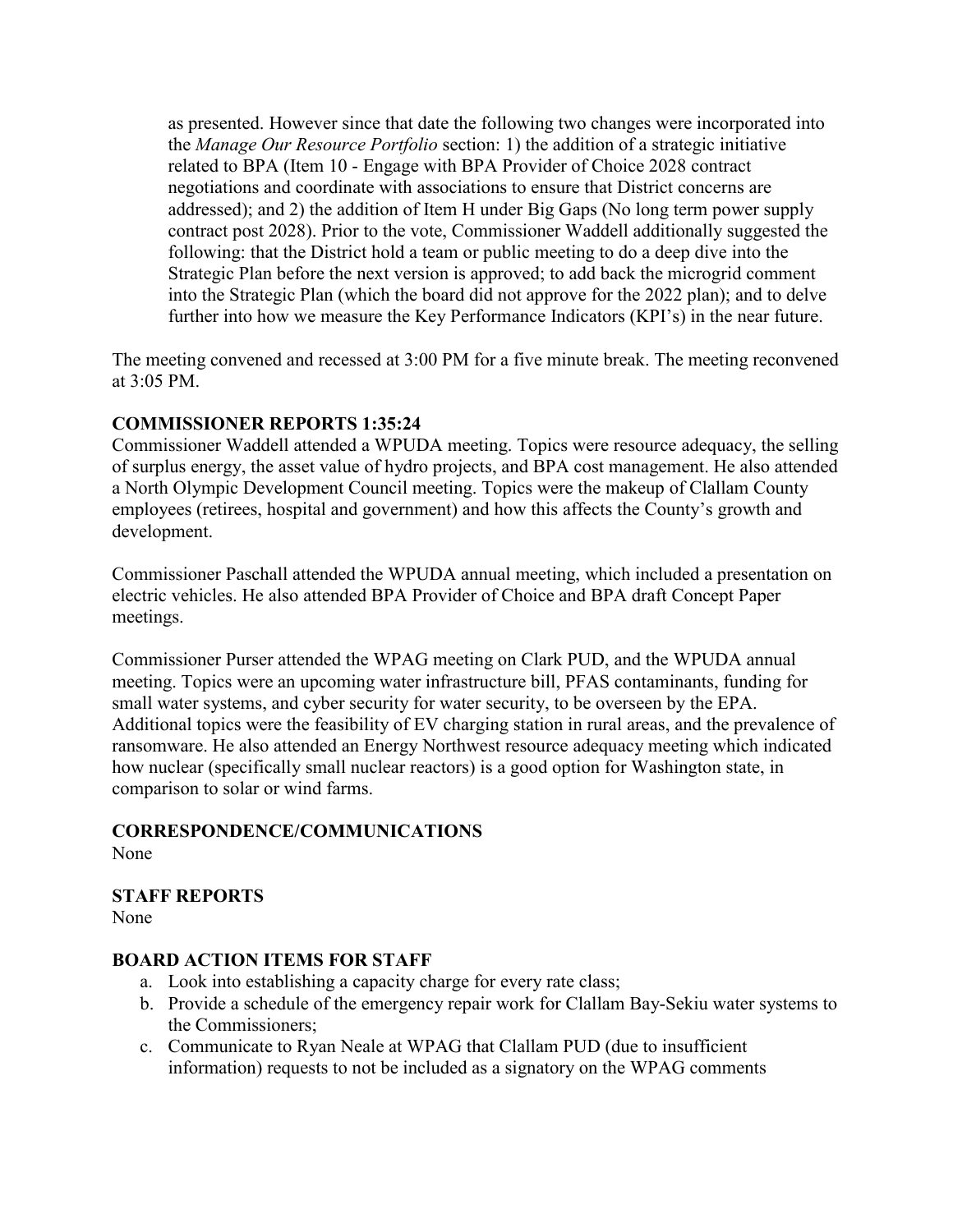as presented. However since that date the following two changes were incorporated into the *Manage Our Resource Portfolio* section: 1) the addition of a strategic initiative related to BPA (Item 10 - Engage with BPA Provider of Choice 2028 contract negotiations and coordinate with associations to ensure that District concerns are addressed); and 2) the addition of Item H under Big Gaps (No long term power supply contract post 2028). Prior to the vote, Commissioner Waddell additionally suggested the following: that the District hold a team or public meeting to do a deep dive into the Strategic Plan before the next version is approved; to add back the microgrid comment into the Strategic Plan (which the board did not approve for the 2022 plan); and to delve further into how we measure the Key Performance Indicators (KPI's) in the near future.

The meeting convened and recessed at 3:00 PM for a five minute break. The meeting reconvened at 3:05 PM.

**COMMISSIONER REPORTS 1:35:24**

Commissioner Waddell attended a WPUDA meeting. Topics were resource adequacy, the selling of surplus energy, the asset value of hydro projects, and BPA cost management. He also attended a North Olympic Development Council meeting. Topics were the makeup of Clallam County employees (retirees, hospital and government) and how this affects the County's growth and development.

Commissioner Paschall attended the WPUDA annual meeting, which included a presentation on electric vehicles. He also attended BPA Provider of Choice and BPA draft Concept Paper meetings.

Commissioner Purser attended the WPAG meeting on Clark PUD, and the WPUDA annual meeting. Topics were an upcoming water infrastructure bill, PFAS contaminants, funding for small water systems, and cyber security for water security, to be overseen by the EPA. Additional topics were the feasibility of EV charging station in rural areas, and the prevalence of ransomware. He also attended an Energy Northwest resource adequacy meeting which indicated how nuclear (specifically small nuclear reactors) is a good option for Washington state, in comparison to solar or wind farms.

**CORRESPONDENCE/COMMUNICATIONS**

None

**STAFF REPORTS**

None

**BOARD ACTION ITEMS FOR STAFF**

a. Look into establishing a capacity charge for every rate class;
b. Provide a schedule of the emergency repair work for Clallam Bay-Sekiu water systems to the Commissioners;
c. Communicate to Ryan Neale at WPAG that Clallam PUD (due to insufficient information) requests to not be included as a signatory on the WPAG comments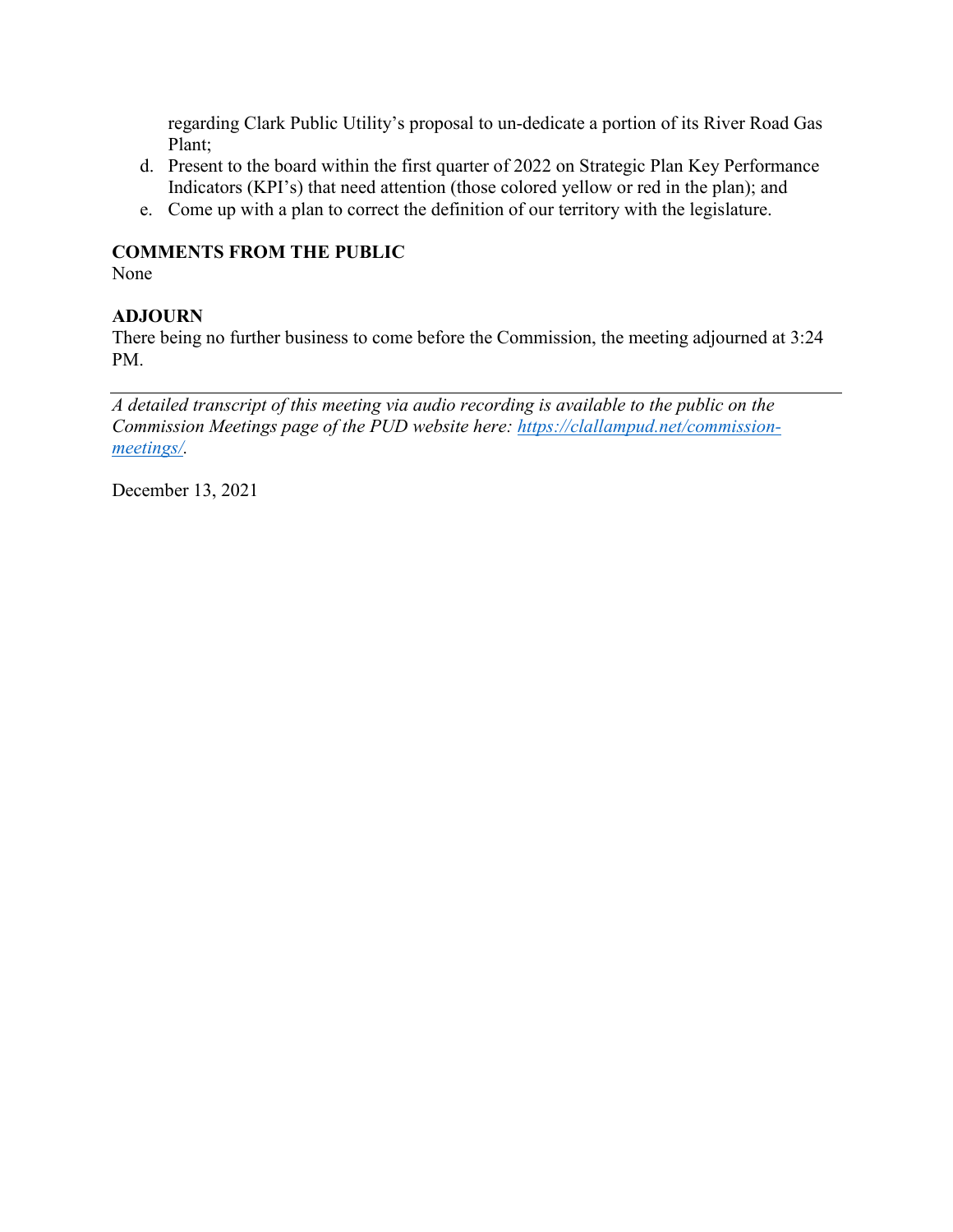regarding Clark Public Utility's proposal to un-dedicate a portion of its River Road Gas Plant;

d. Present to the board within the first quarter of 2022 on Strategic Plan Key Performance Indicators (KPI's) that need attention (those colored yellow or red in the plan); and
e. Come up with a plan to correct the definition of our territory with the legislature.

**COMMENTS FROM THE PUBLIC**

None

**ADJOURN**

There being no further business to come before the Commission, the meeting adjourned at 3:24 PM.

---

*A detailed transcript of this meeting via audio recording is available to the public on the Commission Meetings page of the PUD website here: [https://clallampud.net/commission-meetings/](https://clallampud.net/commission-meetings/).*

December 13, 2021